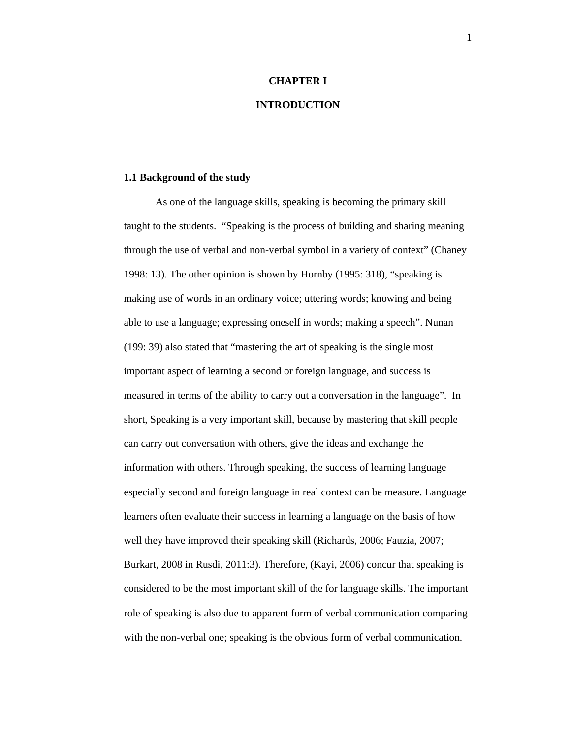# CHAPTER I

# INTRODUCTION

## 1.1 Background of the study

As one of the language skills, speaking is becoming the primary skill taught to the students. "Speaking is the process of building and sharing meaning through the use of verbal and non-verbal symbol in a variety of context" (Chaney 1998: 13). The other opinion is shown by Hornby (1995: 318), "speaking is making use of words in an ordinary voice; uttering words; knowing and being able to use a language; expressing oneself in words; making a speech". Nunan (199: 39) also stated that "mastering the art of speaking is the single most important aspect of learning a second or foreign language, and success is measured in terms of the ability to carry out a conversation in the language". In short, Speaking is a very important skill, because by mastering that skill people can carry out conversation with others, give the ideas and exchange the information with others. Through speaking, the success of learning language especially second and foreign language in real context can be measure. Language learners often evaluate their success in learning a language on the basis of how well they have improved their speaking skill (Richards, 2006; Fauzia, 2007; Burkart, 2008 in Rusdi, 2011:3). Therefore, (Kayi, 2006) concur that speaking is considered to be the most important skill of the for language skills. The important role of speaking is also due to apparent form of verbal communication comparing with the non-verbal one; speaking is the obvious form of verbal communication.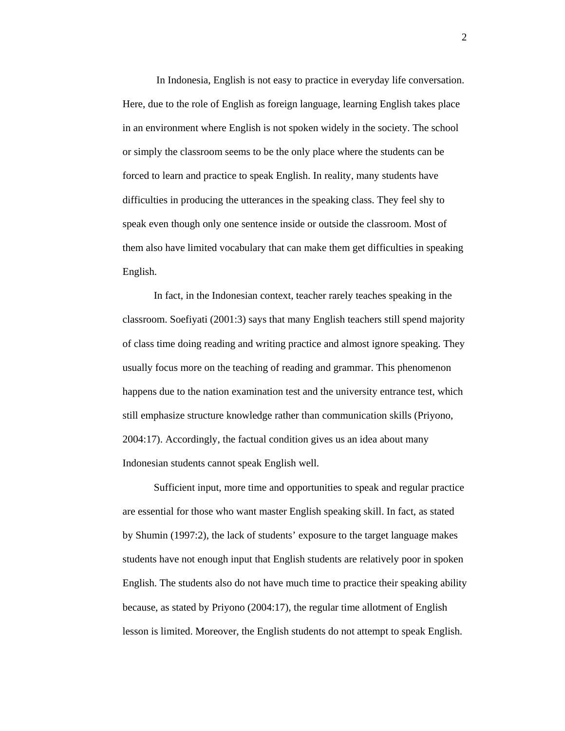In Indonesia, English is not easy to practice in everyday life conversation. Here, due to the role of English as foreign language, learning English takes place in an environment where English is not spoken widely in the society. The school or simply the classroom seems to be the only place where the students can be forced to learn and practice to speak English. In reality, many students have difficulties in producing the utterances in the speaking class. They feel shy to speak even though only one sentence inside or outside the classroom. Most of them also have limited vocabulary that can make them get difficulties in speaking English.

In fact, in the Indonesian context, teacher rarely teaches speaking in the classroom. Soefiyati (2001:3) says that many English teachers still spend majority of class time doing reading and writing practice and almost ignore speaking. They usually focus more on the teaching of reading and grammar. This phenomenon happens due to the nation examination test and the university entrance test, which still emphasize structure knowledge rather than communication skills (Priyono, 2004:17). Accordingly, the factual condition gives us an idea about many Indonesian students cannot speak English well.

Sufficient input, more time and opportunities to speak and regular practice are essential for those who want master English speaking skill. In fact, as stated by Shumin (1997:2), the lack of students' exposure to the target language makes students have not enough input that English students are relatively poor in spoken English. The students also do not have much time to practice their speaking ability because, as stated by Priyono (2004:17), the regular time allotment of English lesson is limited. Moreover, the English students do not attempt to speak English.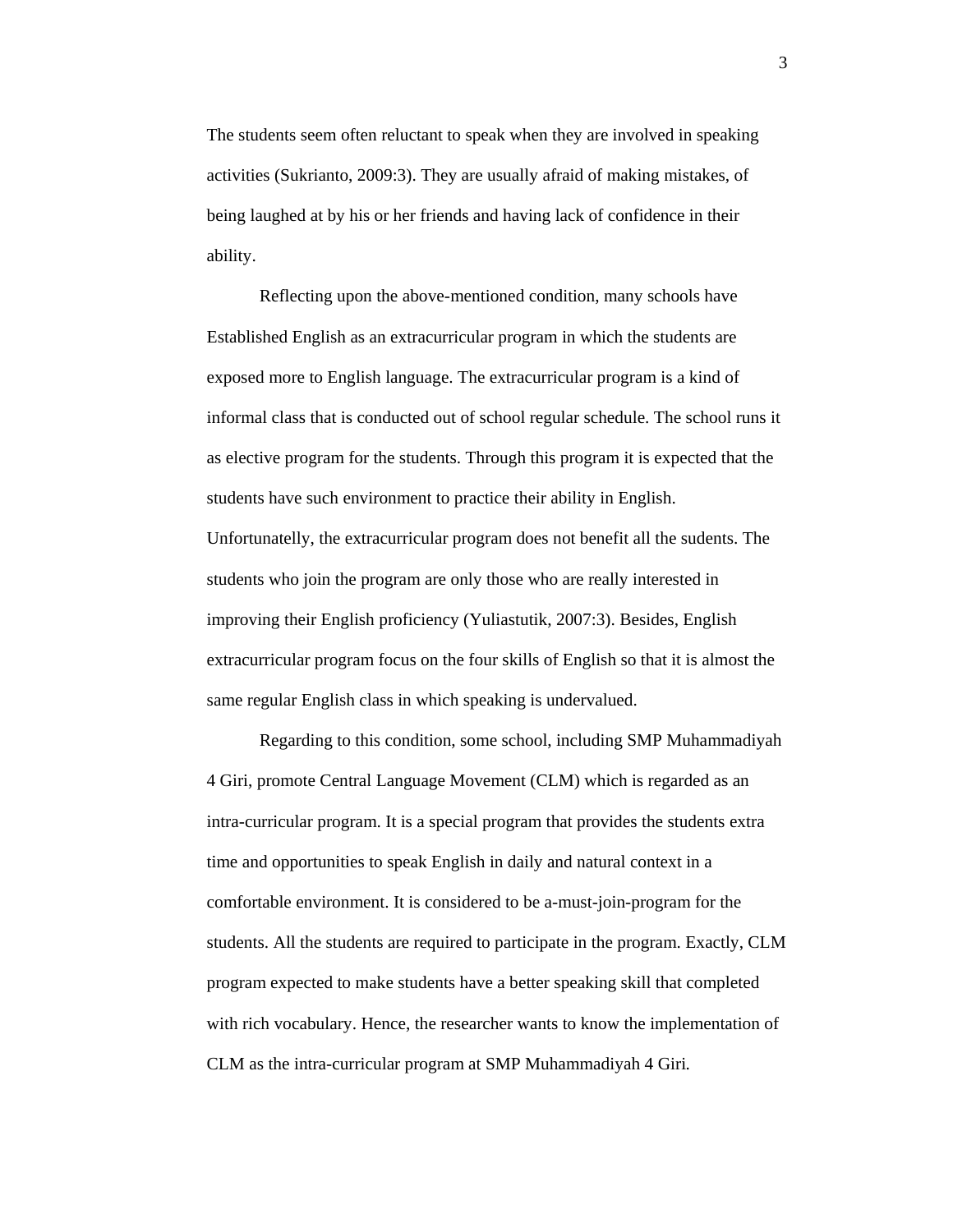The students seem often reluctant to speak when they are involved in speaking activities (Sukrianto, 2009:3). They are usually afraid of making mistakes, of being laughed at by his or her friends and having lack of confidence in their ability.

Reflecting upon the above-mentioned condition, many schools have Established English as an extracurricular program in which the students are exposed more to English language. The extracurricular program is a kind of informal class that is conducted out of school regular schedule. The school runs it as elective program for the students. Through this program it is expected that the students have such environment to practice their ability in English. Unfortunatelly, the extracurricular program does not benefit all the sudents. The students who join the program are only those who are really interested in improving their English proficiency (Yuliastutik, 2007:3). Besides, English extracurricular program focus on the four skills of English so that it is almost the same regular English class in which speaking is undervalued.

Regarding to this condition, some school, including SMP Muhammadiyah 4 Giri, promote Central Language Movement (CLM) which is regarded as an intra-curricular program. It is a special program that provides the students extra time and opportunities to speak English in daily and natural context in a comfortable environment. It is considered to be a-must-join-program for the students. All the students are required to participate in the program. Exactly, CLM program expected to make students have a better speaking skill that completed with rich vocabulary. Hence, the researcher wants to know the implementation of CLM as the intra-curricular program at SMP Muhammadiyah 4 Giri.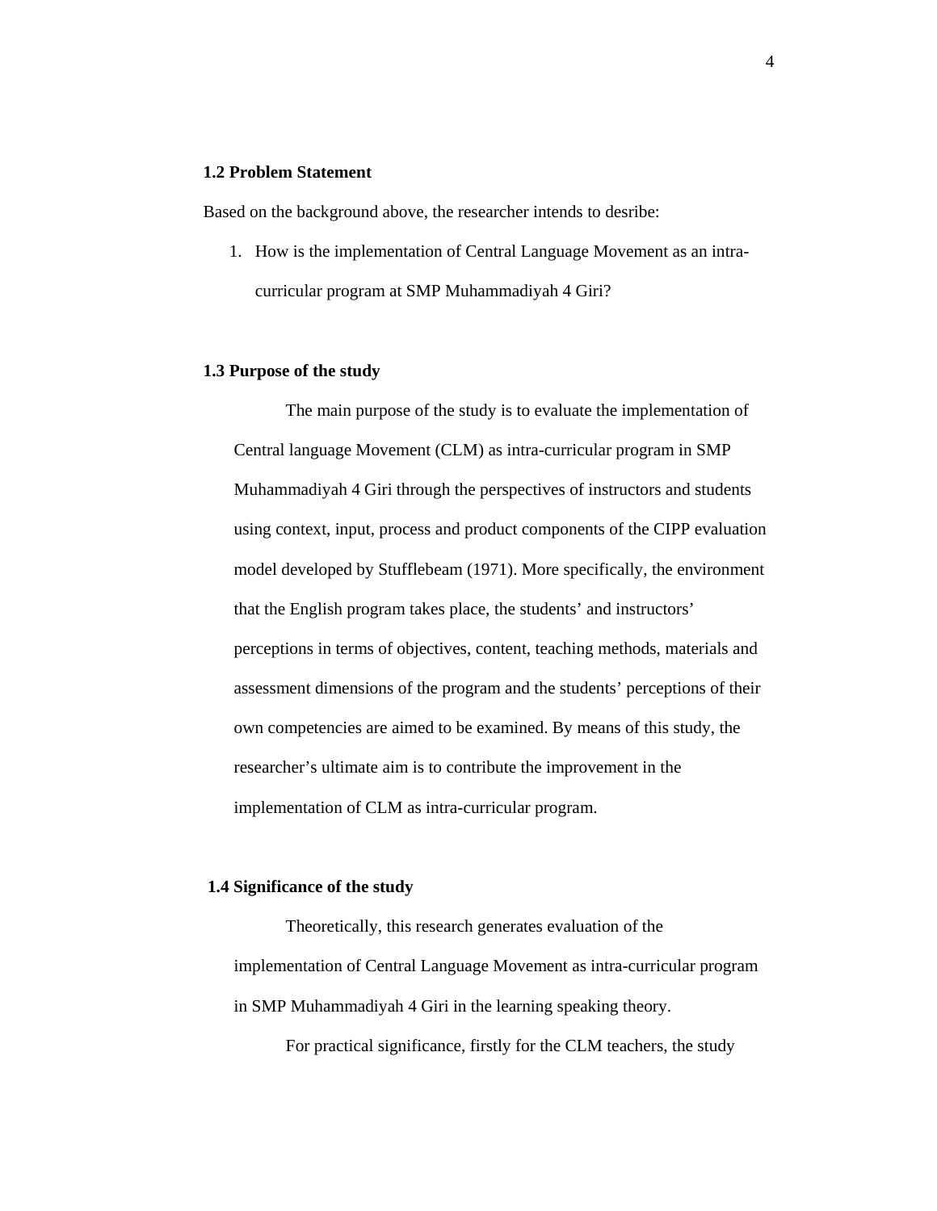### 1.2 Problem Statement

Based on the background above, the researcher intends to desribe:

1. How is the implementation of Central Language Movement as an intra-curricular program at SMP Muhammadiyah 4 Giri?

### 1.3 Purpose of the study

The main purpose of the study is to evaluate the implementation of Central language Movement (CLM) as intra-curricular program in SMP Muhammadiyah 4 Giri through the perspectives of instructors and students using context, input, process and product components of the CIPP evaluation model developed by Stufflebeam (1971). More specifically, the environment that the English program takes place, the students' and instructors' perceptions in terms of objectives, content, teaching methods, materials and assessment dimensions of the program and the students' perceptions of their own competencies are aimed to be examined. By means of this study, the researcher's ultimate aim is to contribute the improvement in the implementation of CLM as intra-curricular program.

### 1.4 Significance of the study

Theoretically, this research generates evaluation of the implementation of Central Language Movement as intra-curricular program in SMP Muhammadiyah 4 Giri in the learning speaking theory.

For practical significance, firstly for the CLM teachers, the study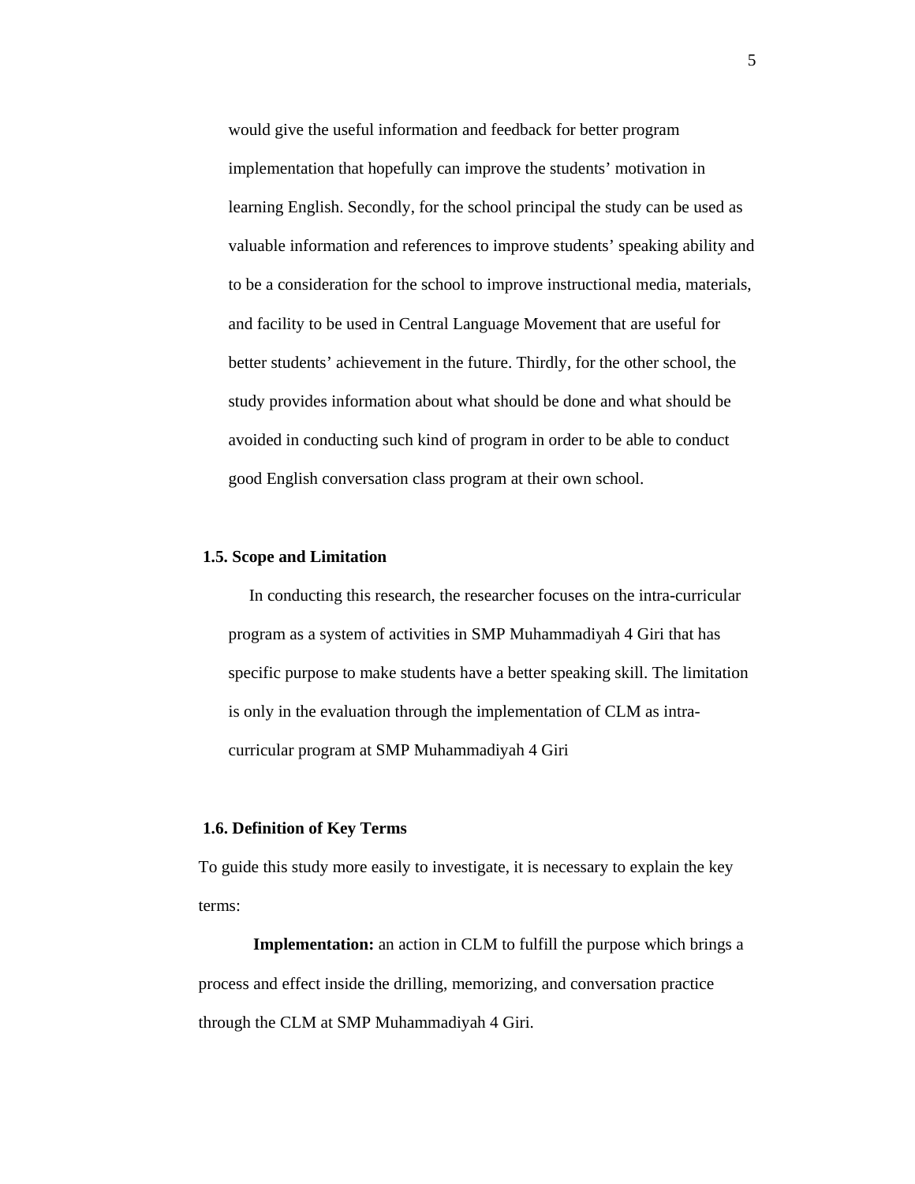would give the useful information and feedback for better program implementation that hopefully can improve the students' motivation in learning English. Secondly, for the school principal the study can be used as valuable information and references to improve students' speaking ability and to be a consideration for the school to improve instructional media, materials, and facility to be used in Central Language Movement that are useful for better students' achievement in the future. Thirdly, for the other school, the study provides information about what should be done and what should be avoided in conducting such kind of program in order to be able to conduct good English conversation class program at their own school.

### 1.5. Scope and Limitation

In conducting this research, the researcher focuses on the intra-curricular program as a system of activities in SMP Muhammadiyah 4 Giri that has specific purpose to make students have a better speaking skill. The limitation is only in the evaluation through the implementation of CLM as intra-curricular program at SMP Muhammadiyah 4 Giri

### 1.6. Definition of Key Terms

To guide this study more easily to investigate, it is necessary to explain the key terms:

**Implementation:** an action in CLM to fulfill the purpose which brings a process and effect inside the drilling, memorizing, and conversation practice through the CLM at SMP Muhammadiyah 4 Giri.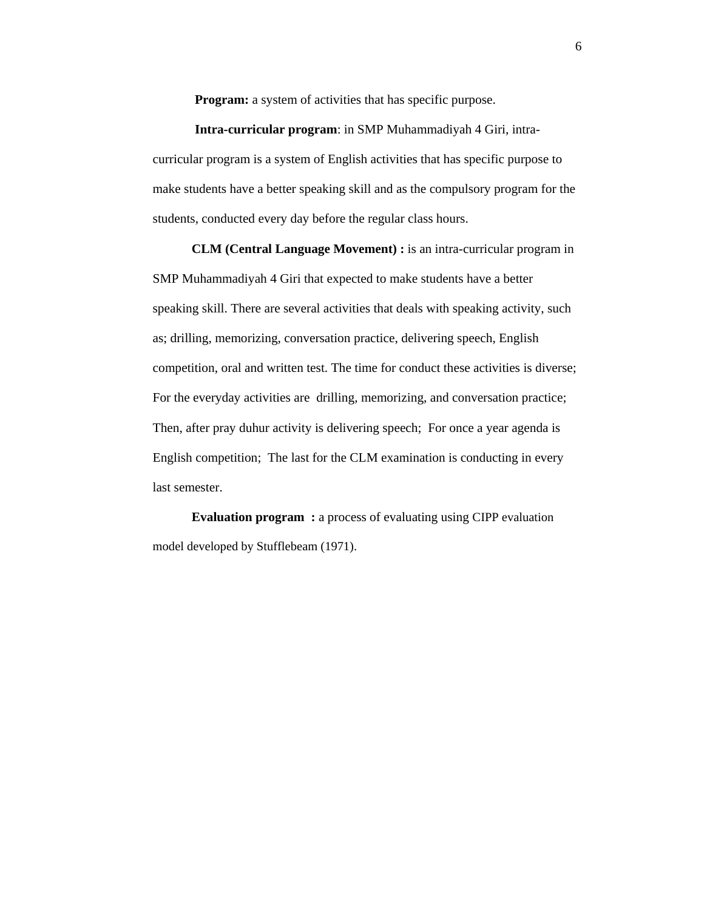**Program:** a system of activities that has specific purpose.

**Intra-curricular program**: in SMP Muhammadiyah 4 Giri, intra-curricular program is a system of English activities that has specific purpose to make students have a better speaking skill and as the compulsory program for the students, conducted every day before the regular class hours.

**CLM (Central Language Movement) :** is an intra-curricular program in SMP Muhammadiyah 4 Giri that expected to make students have a better speaking skill. There are several activities that deals with speaking activity, such as; drilling, memorizing, conversation practice, delivering speech, English competition, oral and written test. The time for conduct these activities is diverse; For the everyday activities are drilling, memorizing, and conversation practice; Then, after pray duhur activity is delivering speech; For once a year agenda is English competition; The last for the CLM examination is conducting in every last semester.

**Evaluation program :** a process of evaluating using CIPP evaluation model developed by Stufflebeam (1971).